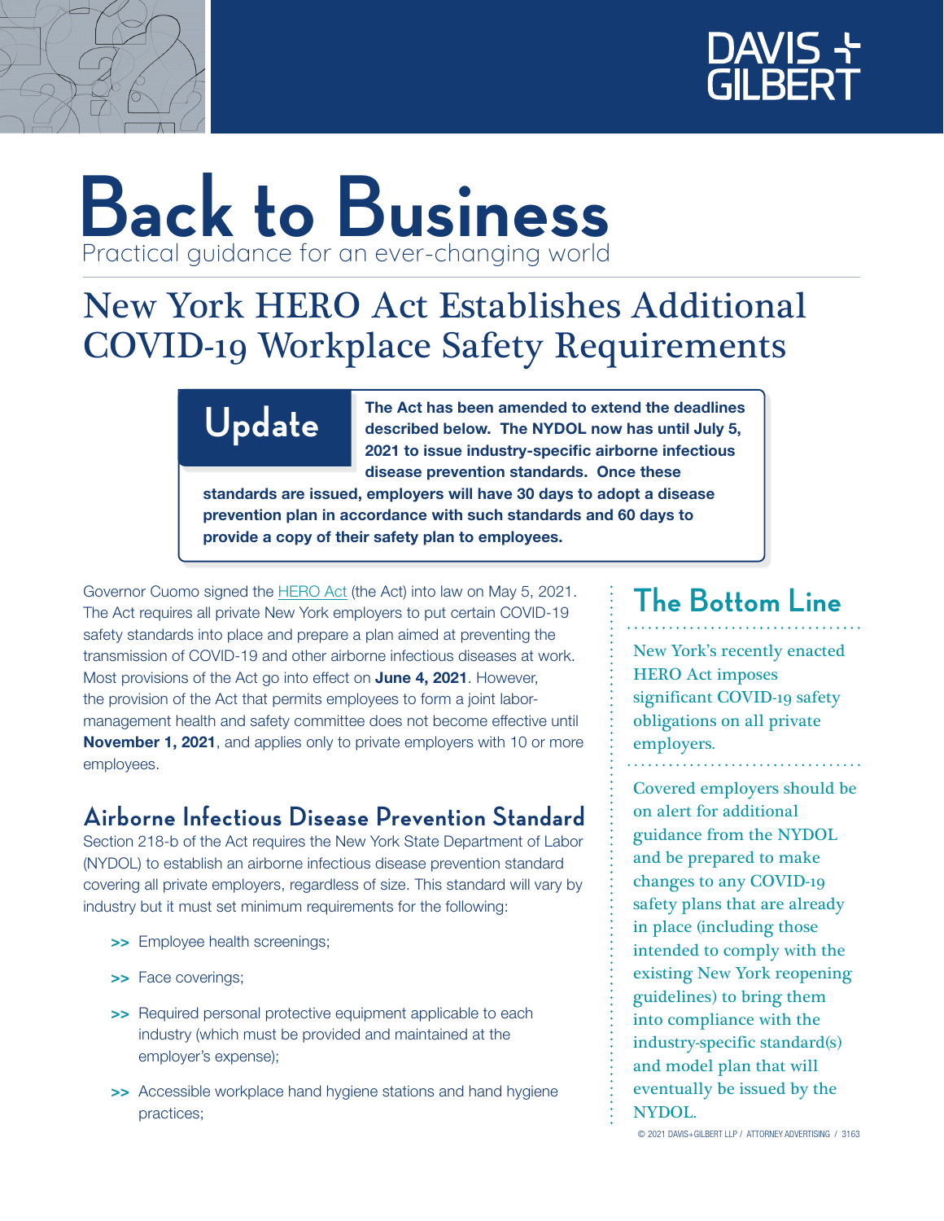DAVIS + GILBERT

# Back to Business

Practical guidance for an ever-changing world

## New York HERO Act Establishes Additional COVID-19 Workplace Safety Requirements

**Update**

**The Act has been amended to extend the deadlines described below. The NYDOL now has until July 5, 2021 to issue industry-specific airborne infectious disease prevention standards. Once these standards are issued, employers will have 30 days to adopt a disease prevention plan in accordance with such standards and 60 days to provide a copy of their safety plan to employees.**

Governor Cuomo signed the HERO Act (the Act) into law on May 5, 2021. The Act requires all private New York employers to put certain COVID-19 safety standards into place and prepare a plan aimed at preventing the transmission of COVID-19 and other airborne infectious diseases at work. Most provisions of the Act go into effect on **June 4, 2021**. However, the provision of the Act that permits employees to form a joint labor-management health and safety committee does not become effective until **November 1, 2021**, and applies only to private employers with 10 or more employees.

### Airborne Infectious Disease Prevention Standard

Section 218-b of the Act requires the New York State Department of Labor (NYDOL) to establish an airborne infectious disease prevention standard covering all private employers, regardless of size. This standard will vary by industry but it must set minimum requirements for the following:

- Employee health screenings;
- Face coverings;
- Required personal protective equipment applicable to each industry (which must be provided and maintained at the employer's expense);
- Accessible workplace hand hygiene stations and hand hygiene practices;

### The Bottom Line

New York's recently enacted HERO Act imposes significant COVID-19 safety obligations on all private employers.

Covered employers should be on alert for additional guidance from the NYDOL and be prepared to make changes to any COVID-19 safety plans that are already in place (including those intended to comply with the existing New York reopening guidelines) to bring them into compliance with the industry-specific standard(s) and model plan that will eventually be issued by the NYDOL.

© 2021 DAVIS+GILBERT LLP / ATTORNEY ADVERTISING / 3163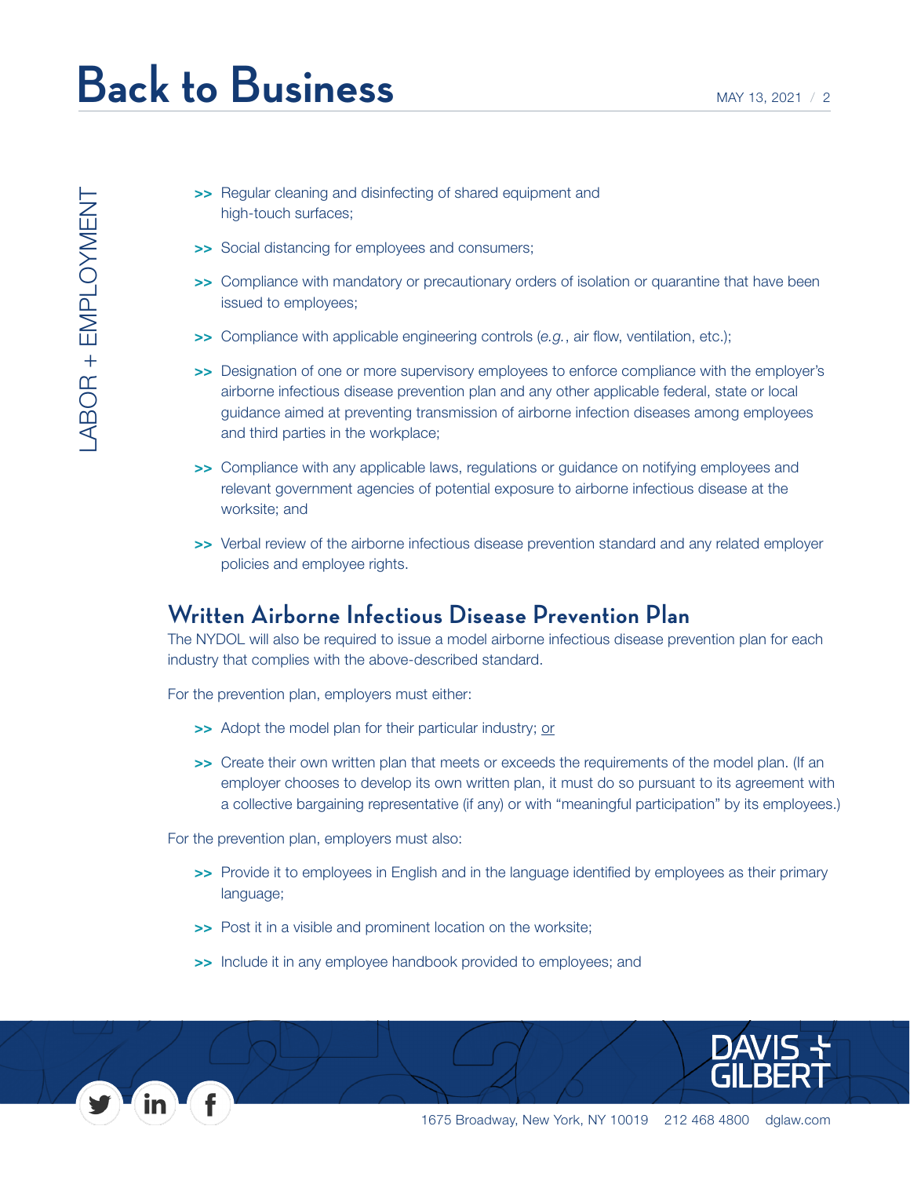- Regular cleaning and disinfecting of shared equipment and high-touch surfaces;
- Social distancing for employees and consumers;
- Compliance with mandatory or precautionary orders of isolation or quarantine that have been issued to employees;
- Compliance with applicable engineering controls (*e.g.*, air flow, ventilation, etc.);
- Designation of one or more supervisory employees to enforce compliance with the employer's airborne infectious disease prevention plan and any other applicable federal, state or local guidance aimed at preventing transmission of airborne infection diseases among employees and third parties in the workplace;
- Compliance with any applicable laws, regulations or guidance on notifying employees and relevant government agencies of potential exposure to airborne infectious disease at the worksite; and
- Verbal review of the airborne infectious disease prevention standard and any related employer policies and employee rights.

## Written Airborne Infectious Disease Prevention Plan

The NYDOL will also be required to issue a model airborne infectious disease prevention plan for each industry that complies with the above-described standard.

For the prevention plan, employers must either:

- Adopt the model plan for their particular industry; or
- Create their own written plan that meets or exceeds the requirements of the model plan. (If an employer chooses to develop its own written plan, it must do so pursuant to its agreement with a collective bargaining representative (if any) or with "meaningful participation" by its employees.)

For the prevention plan, employers must also:

- Provide it to employees in English and in the language identified by employees as their primary language;
- Post it in a visible and prominent location on the worksite;
- Include it in any employee handbook provided to employees; and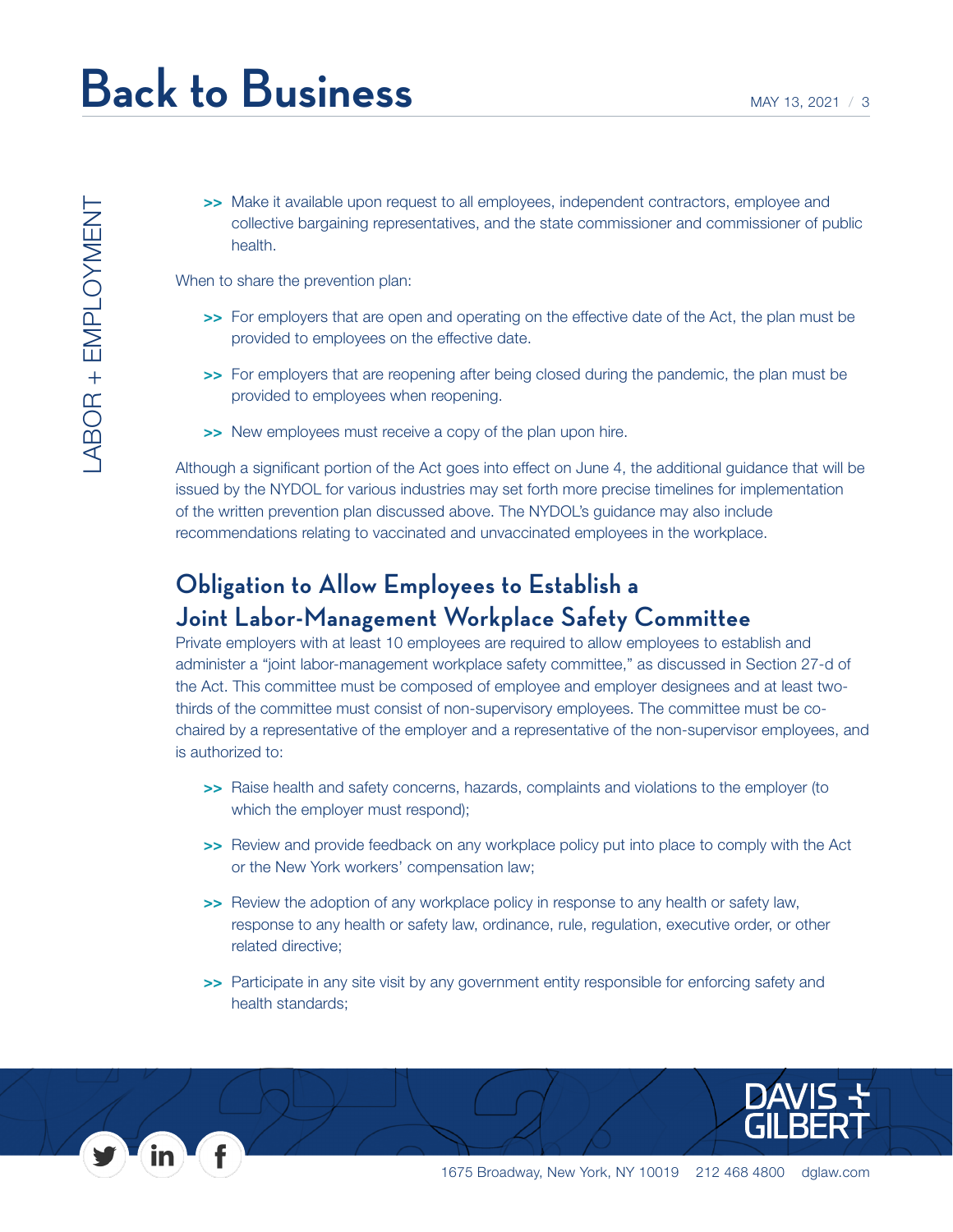- Make it available upon request to all employees, independent contractors, employee and collective bargaining representatives, and the state commissioner and commissioner of public health.

When to share the prevention plan:

- For employers that are open and operating on the effective date of the Act, the plan must be provided to employees on the effective date.
- For employers that are reopening after being closed during the pandemic, the plan must be provided to employees when reopening.
- New employees must receive a copy of the plan upon hire.

Although a significant portion of the Act goes into effect on June 4, the additional guidance that will be issued by the NYDOL for various industries may set forth more precise timelines for implementation of the written prevention plan discussed above. The NYDOL's guidance may also include recommendations relating to vaccinated and unvaccinated employees in the workplace.

## Obligation to Allow Employees to Establish a Joint Labor-Management Workplace Safety Committee

Private employers with at least 10 employees are required to allow employees to establish and administer a "joint labor-management workplace safety committee," as discussed in Section 27-d of the Act. This committee must be composed of employee and employer designees and at least two-thirds of the committee must consist of non-supervisory employees. The committee must be co-chaired by a representative of the employer and a representative of the non-supervisor employees, and is authorized to:

- Raise health and safety concerns, hazards, complaints and violations to the employer (to which the employer must respond);
- Review and provide feedback on any workplace policy put into place to comply with the Act or the New York workers' compensation law;
- Review the adoption of any workplace policy in response to any health or safety law, response to any health or safety law, ordinance, rule, regulation, executive order, or other related directive;
- Participate in any site visit by any government entity responsible for enforcing safety and health standards;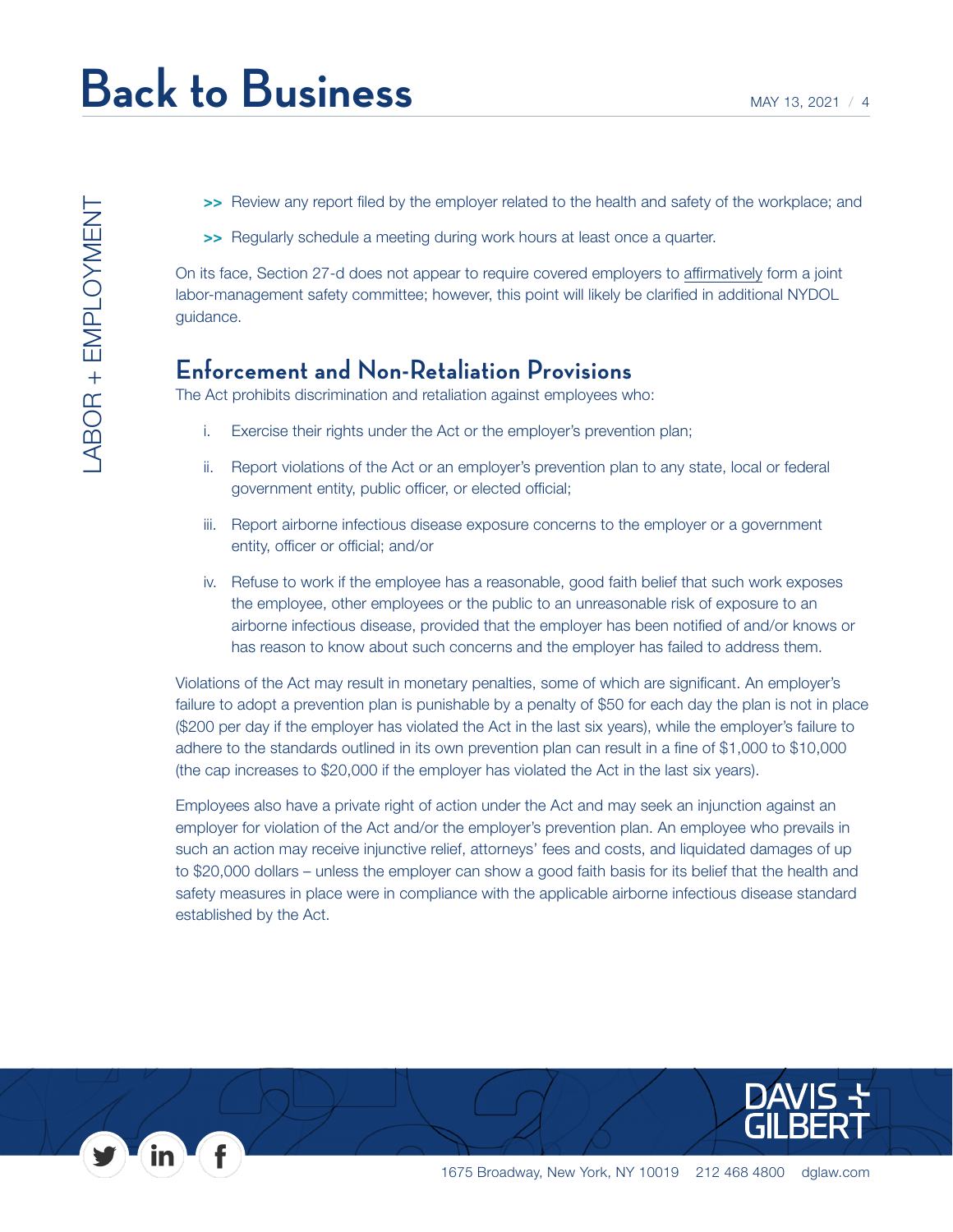- Review any report filed by the employer related to the health and safety of the workplace; and
- Regularly schedule a meeting during work hours at least once a quarter.

On its face, Section 27-d does not appear to require covered employers to affirmatively form a joint labor-management safety committee; however, this point will likely be clarified in additional NYDOL guidance.

## Enforcement and Non-Retaliation Provisions

The Act prohibits discrimination and retaliation against employees who:

i. Exercise their rights under the Act or the employer's prevention plan;

ii. Report violations of the Act or an employer's prevention plan to any state, local or federal government entity, public officer, or elected official;

iii. Report airborne infectious disease exposure concerns to the employer or a government entity, officer or official; and/or

iv. Refuse to work if the employee has a reasonable, good faith belief that such work exposes the employee, other employees or the public to an unreasonable risk of exposure to an airborne infectious disease, provided that the employer has been notified of and/or knows or has reason to know about such concerns and the employer has failed to address them.

Violations of the Act may result in monetary penalties, some of which are significant. An employer's failure to adopt a prevention plan is punishable by a penalty of $50 for each day the plan is not in place ($200 per day if the employer has violated the Act in the last six years), while the employer's failure to adhere to the standards outlined in its own prevention plan can result in a fine of $1,000 to $10,000 (the cap increases to $20,000 if the employer has violated the Act in the last six years).

Employees also have a private right of action under the Act and may seek an injunction against an employer for violation of the Act and/or the employer's prevention plan. An employee who prevails in such an action may receive injunctive relief, attorneys' fees and costs, and liquidated damages of up to $20,000 dollars – unless the employer can show a good faith basis for its belief that the health and safety measures in place were in compliance with the applicable airborne infectious disease standard established by the Act.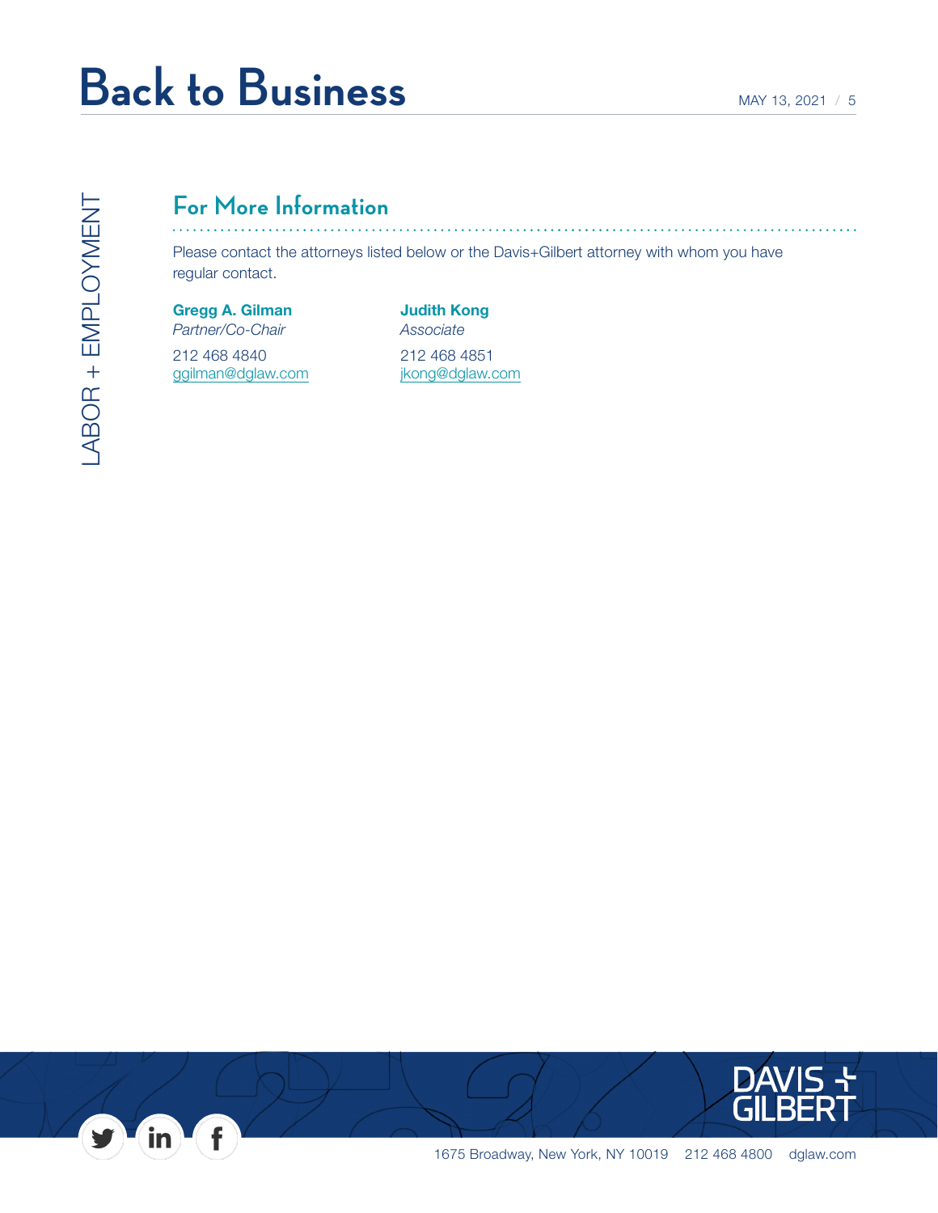## For More Information

Please contact the attorneys listed below or the Davis+Gilbert attorney with whom you have regular contact.

**Gregg A. Gilman**
*Partner/Co-Chair*
212 468 4840
ggilman@dglaw.com

**Judith Kong**
*Associate*
212 468 4851
jkong@dglaw.com

1675 Broadway, New York, NY 10019  212 468 4800  dglaw.com